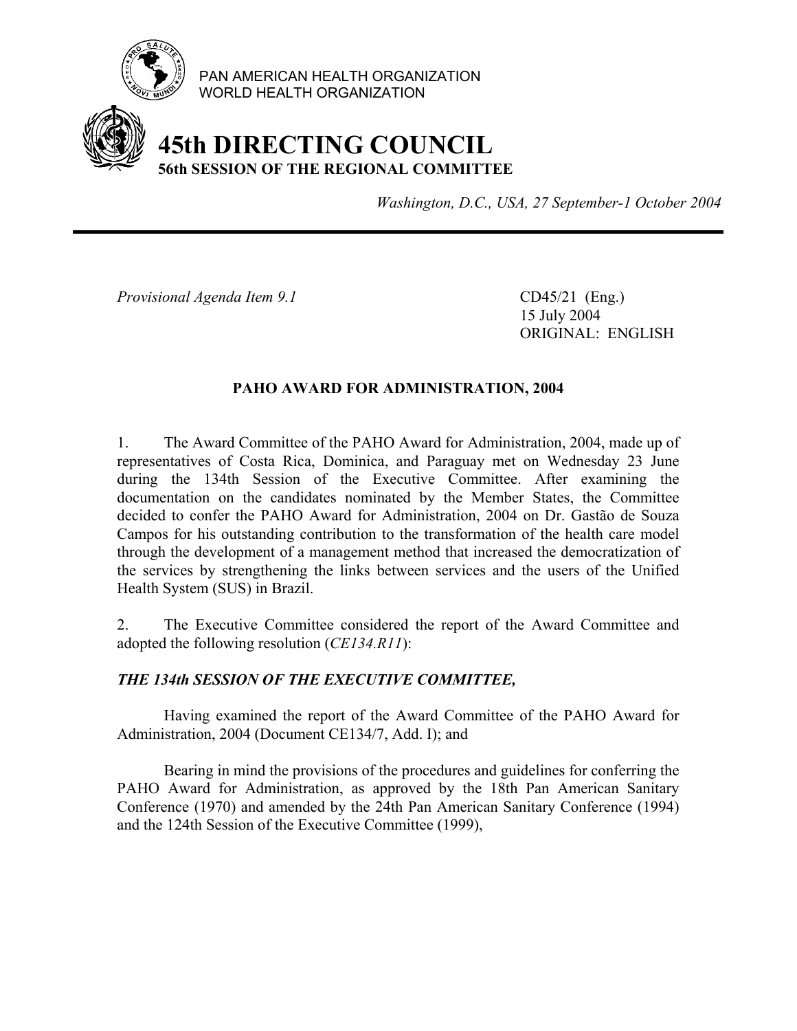PAN AMERICAN HEALTH ORGANIZATION
WORLD HEALTH ORGANIZATION

# 45th DIRECTING COUNCIL
## 56th SESSION OF THE REGIONAL COMMITTEE

*Washington, D.C., USA, 27 September-1 October 2004*

---

*Provisional Agenda Item 9.1*

CD45/21 (Eng.)
15 July 2004
ORIGINAL: ENGLISH

**PAHO AWARD FOR ADMINISTRATION, 2004**

1. The Award Committee of the PAHO Award for Administration, 2004, made up of representatives of Costa Rica, Dominica, and Paraguay met on Wednesday 23 June during the 134th Session of the Executive Committee. After examining the documentation on the candidates nominated by the Member States, the Committee decided to confer the PAHO Award for Administration, 2004 on Dr. Gastão de Souza Campos for his outstanding contribution to the transformation of the health care model through the development of a management method that increased the democratization of the services by strengthening the links between services and the users of the Unified Health System (SUS) in Brazil.

2. The Executive Committee considered the report of the Award Committee and adopted the following resolution (*CE134.R11*):

***THE 134th SESSION OF THE EXECUTIVE COMMITTEE,***

Having examined the report of the Award Committee of the PAHO Award for Administration, 2004 (Document CE134/7, Add. I); and

Bearing in mind the provisions of the procedures and guidelines for conferring the PAHO Award for Administration, as approved by the 18th Pan American Sanitary Conference (1970) and amended by the 24th Pan American Sanitary Conference (1994) and the 124th Session of the Executive Committee (1999),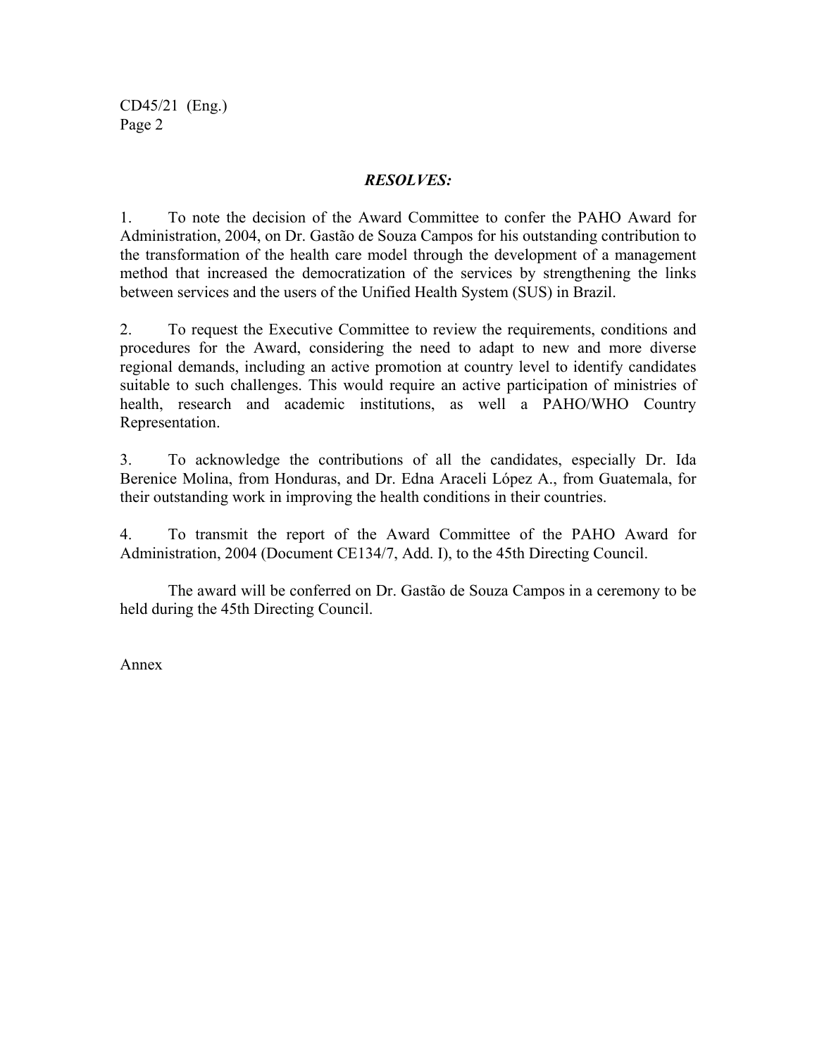***RESOLVES:***

1. To note the decision of the Award Committee to confer the PAHO Award for Administration, 2004, on Dr. Gastão de Souza Campos for his outstanding contribution to the transformation of the health care model through the development of a management method that increased the democratization of the services by strengthening the links between services and the users of the Unified Health System (SUS) in Brazil.

2. To request the Executive Committee to review the requirements, conditions and procedures for the Award, considering the need to adapt to new and more diverse regional demands, including an active promotion at country level to identify candidates suitable to such challenges. This would require an active participation of ministries of health, research and academic institutions, as well a PAHO/WHO Country Representation.

3. To acknowledge the contributions of all the candidates, especially Dr. Ida Berenice Molina, from Honduras, and Dr. Edna Araceli López A., from Guatemala, for their outstanding work in improving the health conditions in their countries.

4. To transmit the report of the Award Committee of the PAHO Award for Administration, 2004 (Document CE134/7, Add. I), to the 45th Directing Council.

The award will be conferred on Dr. Gastão de Souza Campos in a ceremony to be held during the 45th Directing Council.

Annex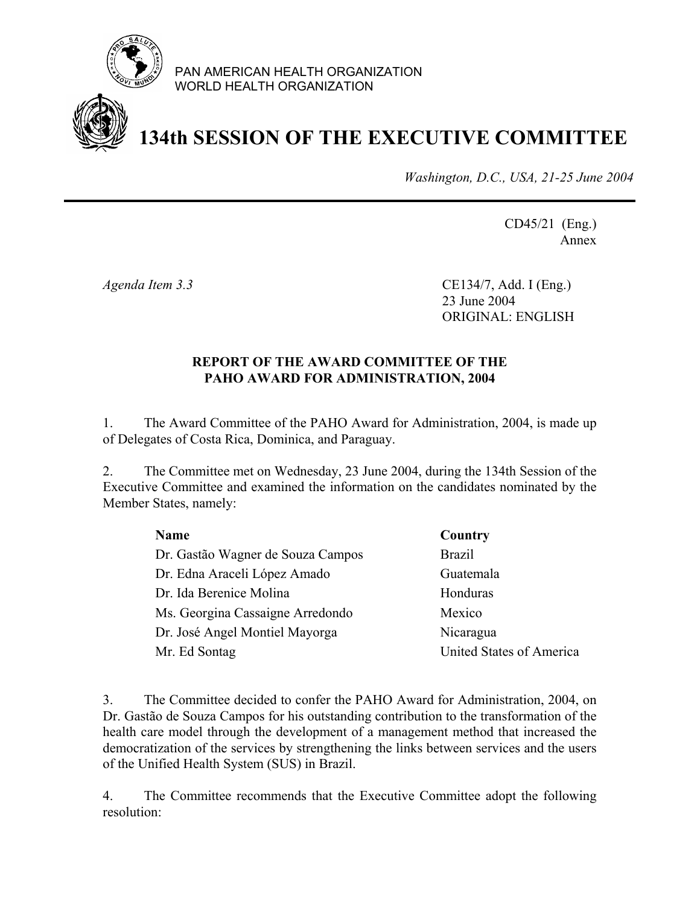PAN AMERICAN HEALTH ORGANIZATION
WORLD HEALTH ORGANIZATION

# 134th SESSION OF THE EXECUTIVE COMMITTEE

*Washington, D.C., USA, 21-25 June 2004*

CD45/21 (Eng.)
Annex

*Agenda Item 3.3*

CE134/7, Add. I (Eng.)
23 June 2004
ORIGINAL: ENGLISH

## REPORT OF THE AWARD COMMITTEE OF THE PAHO AWARD FOR ADMINISTRATION, 2004

1. The Award Committee of the PAHO Award for Administration, 2004, is made up of Delegates of Costa Rica, Dominica, and Paraguay.

2. The Committee met on Wednesday, 23 June 2004, during the 134th Session of the Executive Committee and examined the information on the candidates nominated by the Member States, namely:

| Name | Country |
|---|---|
| Dr. Gastão Wagner de Souza Campos | Brazil |
| Dr. Edna Araceli López Amado | Guatemala |
| Dr. Ida Berenice Molina | Honduras |
| Ms. Georgina Cassaigne Arredondo | Mexico |
| Dr. José Angel Montiel Mayorga | Nicaragua |
| Mr. Ed Sontag | United States of America |

3. The Committee decided to confer the PAHO Award for Administration, 2004, on Dr. Gastão de Souza Campos for his outstanding contribution to the transformation of the health care model through the development of a management method that increased the democratization of the services by strengthening the links between services and the users of the Unified Health System (SUS) in Brazil.

4. The Committee recommends that the Executive Committee adopt the following resolution: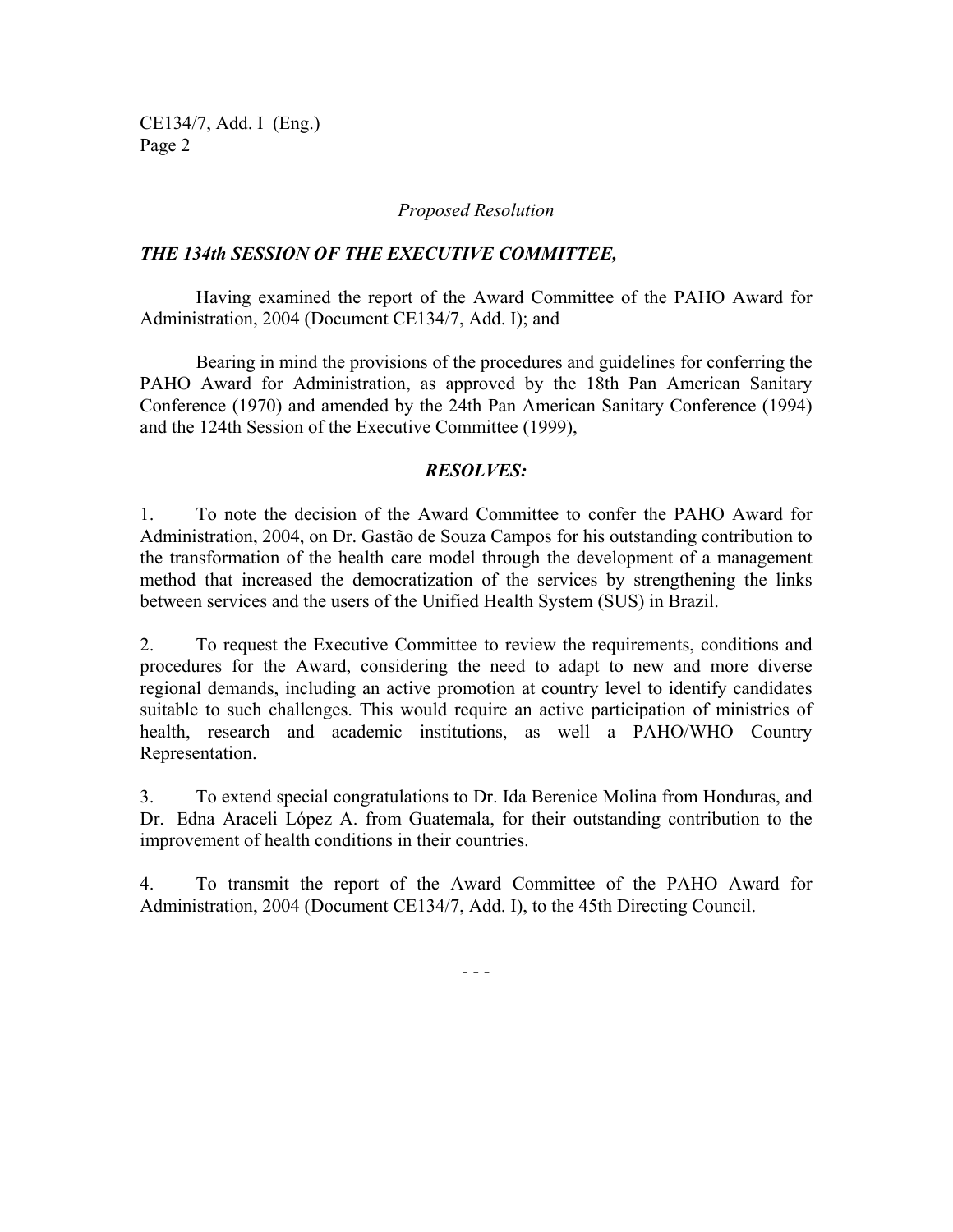*Proposed Resolution*

***THE 134th SESSION OF THE EXECUTIVE COMMITTEE,***

Having examined the report of the Award Committee of the PAHO Award for Administration, 2004 (Document CE134/7, Add. I); and

Bearing in mind the provisions of the procedures and guidelines for conferring the PAHO Award for Administration, as approved by the 18th Pan American Sanitary Conference (1970) and amended by the 24th Pan American Sanitary Conference (1994) and the 124th Session of the Executive Committee (1999),

***RESOLVES:***

1. To note the decision of the Award Committee to confer the PAHO Award for Administration, 2004, on Dr. Gastão de Souza Campos for his outstanding contribution to the transformation of the health care model through the development of a management method that increased the democratization of the services by strengthening the links between services and the users of the Unified Health System (SUS) in Brazil.

2. To request the Executive Committee to review the requirements, conditions and procedures for the Award, considering the need to adapt to new and more diverse regional demands, including an active promotion at country level to identify candidates suitable to such challenges. This would require an active participation of ministries of health, research and academic institutions, as well a PAHO/WHO Country Representation.

3. To extend special congratulations to Dr. Ida Berenice Molina from Honduras, and Dr. Edna Araceli López A. from Guatemala, for their outstanding contribution to the improvement of health conditions in their countries.

4. To transmit the report of the Award Committee of the PAHO Award for Administration, 2004 (Document CE134/7, Add. I), to the 45th Directing Council.

- - -